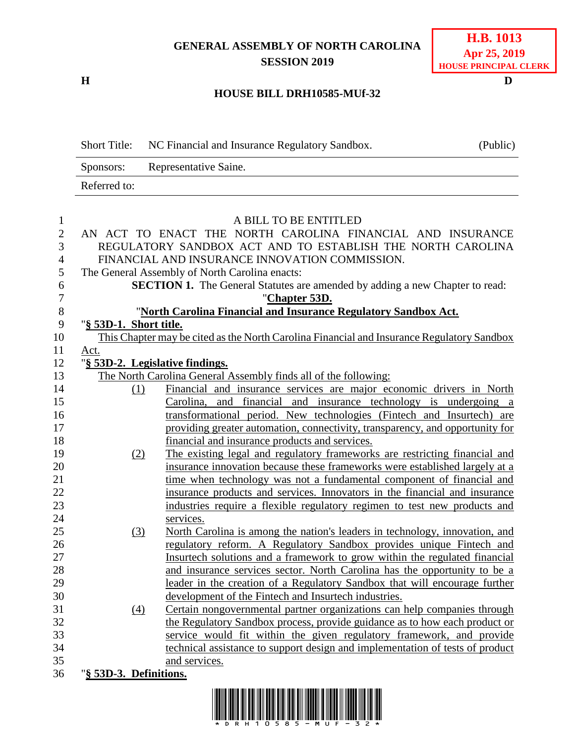GENERAL ASSEMBLY OF NORTH CAROLINA
SESSION 2019

**H.B. 1013**
**Apr 25, 2019**
**HOUSE PRINCIPAL CLERK**

H D

**HOUSE BILL DRH10585-MUf-32**

| Short Title: | NC Financial and Insurance Regulatory Sandbox. | (Public) |
|---|---|---|
| Sponsors: | Representative Saine. | |
| Referred to: | | |

A BILL TO BE ENTITLED

AN ACT TO ENACT THE NORTH CAROLINA FINANCIAL AND INSURANCE REGULATORY SANDBOX ACT AND TO ESTABLISH THE NORTH CAROLINA FINANCIAL AND INSURANCE INNOVATION COMMISSION.

The General Assembly of North Carolina enacts:

**SECTION 1.** The General Statutes are amended by adding a new Chapter to read:

"**Chapter 53D.**

"**North Carolina Financial and Insurance Regulatory Sandbox Act.**

"**§ 53D-1. Short title.**

This Chapter may be cited as the North Carolina Financial and Insurance Regulatory Sandbox Act.

"**§ 53D-2. Legislative findings.**

The North Carolina General Assembly finds all of the following:

(1) Financial and insurance services are major economic drivers in North Carolina, and financial and insurance technology is undergoing a transformational period. New technologies (Fintech and Insurtech) are providing greater automation, connectivity, transparency, and opportunity for financial and insurance products and services.

(2) The existing legal and regulatory frameworks are restricting financial and insurance innovation because these frameworks were established largely at a time when technology was not a fundamental component of financial and insurance products and services. Innovators in the financial and insurance industries require a flexible regulatory regimen to test new products and services.

(3) North Carolina is among the nation's leaders in technology, innovation, and regulatory reform. A Regulatory Sandbox provides unique Fintech and Insurtech solutions and a framework to grow within the regulated financial and insurance services sector. North Carolina has the opportunity to be a leader in the creation of a Regulatory Sandbox that will encourage further development of the Fintech and Insurtech industries.

(4) Certain nongovernmental partner organizations can help companies through the Regulatory Sandbox process, provide guidance as to how each product or service would fit within the given regulatory framework, and provide technical assistance to support design and implementation of tests of product and services.

"**§ 53D-3. Definitions.**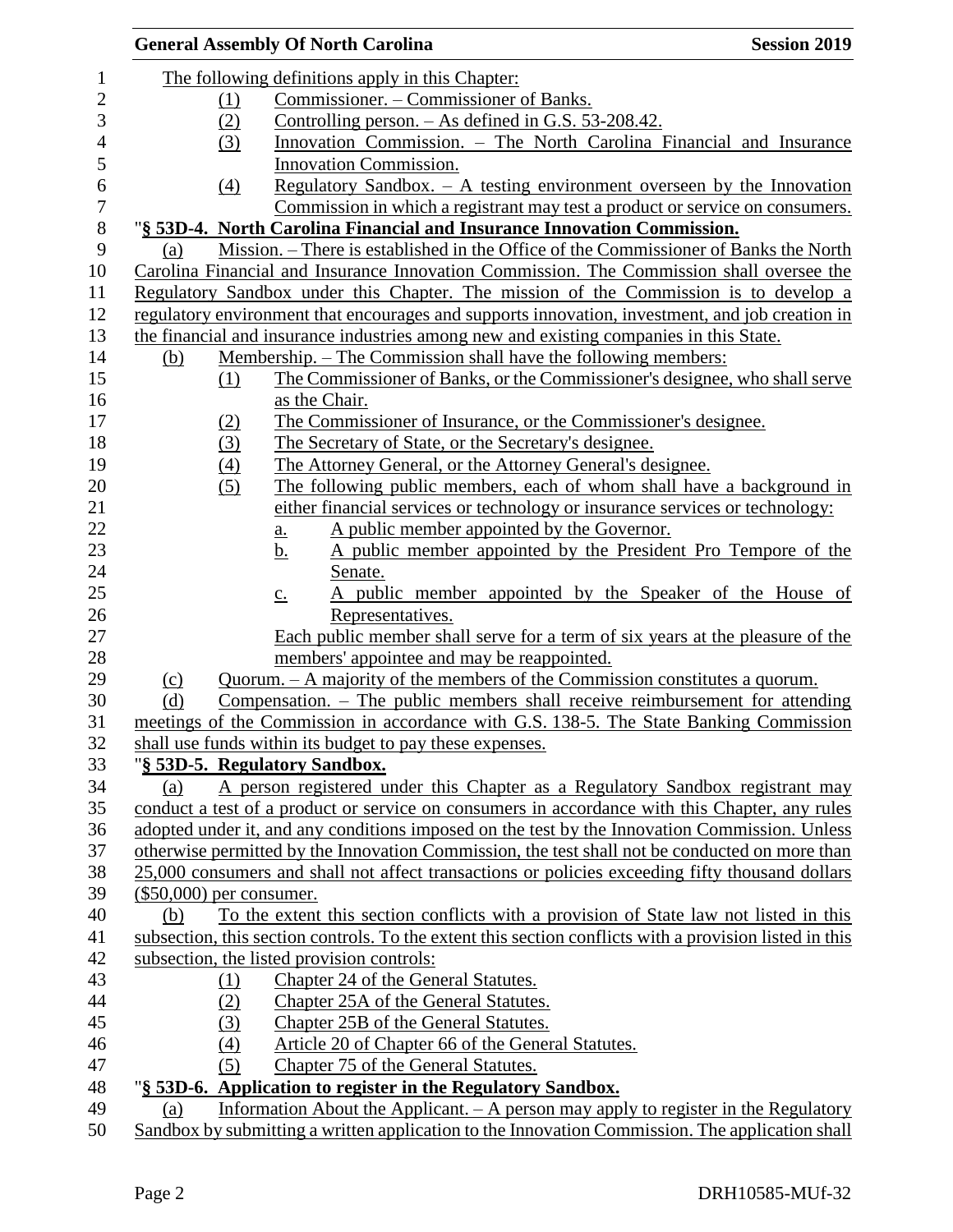The following definitions apply in this Chapter:

(1) Commissioner. – Commissioner of Banks.

(2) Controlling person. – As defined in G.S. 53-208.42.

(3) Innovation Commission. – The North Carolina Financial and Insurance Innovation Commission.

(4) Regulatory Sandbox. – A testing environment overseen by the Innovation Commission in which a registrant may test a product or service on consumers.

"**§ 53D-4. North Carolina Financial and Insurance Innovation Commission.**

(a) Mission. – There is established in the Office of the Commissioner of Banks the North Carolina Financial and Insurance Innovation Commission. The Commission shall oversee the Regulatory Sandbox under this Chapter. The mission of the Commission is to develop a regulatory environment that encourages and supports innovation, investment, and job creation in the financial and insurance industries among new and existing companies in this State.

(b) Membership. – The Commission shall have the following members:

(1) The Commissioner of Banks, or the Commissioner's designee, who shall serve as the Chair.

(2) The Commissioner of Insurance, or the Commissioner's designee.

(3) The Secretary of State, or the Secretary's designee.

(4) The Attorney General, or the Attorney General's designee.

(5) The following public members, each of whom shall have a background in either financial services or technology or insurance services or technology:

a. A public member appointed by the Governor.

b. A public member appointed by the President Pro Tempore of the Senate.

c. A public member appointed by the Speaker of the House of Representatives.

Each public member shall serve for a term of six years at the pleasure of the members' appointee and may be reappointed.

(c) Quorum. – A majority of the members of the Commission constitutes a quorum.

(d) Compensation. – The public members shall receive reimbursement for attending meetings of the Commission in accordance with G.S. 138-5. The State Banking Commission shall use funds within its budget to pay these expenses.

"**§ 53D-5. Regulatory Sandbox.**

(a) A person registered under this Chapter as a Regulatory Sandbox registrant may conduct a test of a product or service on consumers in accordance with this Chapter, any rules adopted under it, and any conditions imposed on the test by the Innovation Commission. Unless otherwise permitted by the Innovation Commission, the test shall not be conducted on more than 25,000 consumers and shall not affect transactions or policies exceeding fifty thousand dollars ($50,000) per consumer.

(b) To the extent this section conflicts with a provision of State law not listed in this subsection, this section controls. To the extent this section conflicts with a provision listed in this subsection, the listed provision controls:

(1) Chapter 24 of the General Statutes.

(2) Chapter 25A of the General Statutes.

(3) Chapter 25B of the General Statutes.

(4) Article 20 of Chapter 66 of the General Statutes.

(5) Chapter 75 of the General Statutes.

"**§ 53D-6. Application to register in the Regulatory Sandbox.**

(a) Information About the Applicant. – A person may apply to register in the Regulatory Sandbox by submitting a written application to the Innovation Commission. The application shall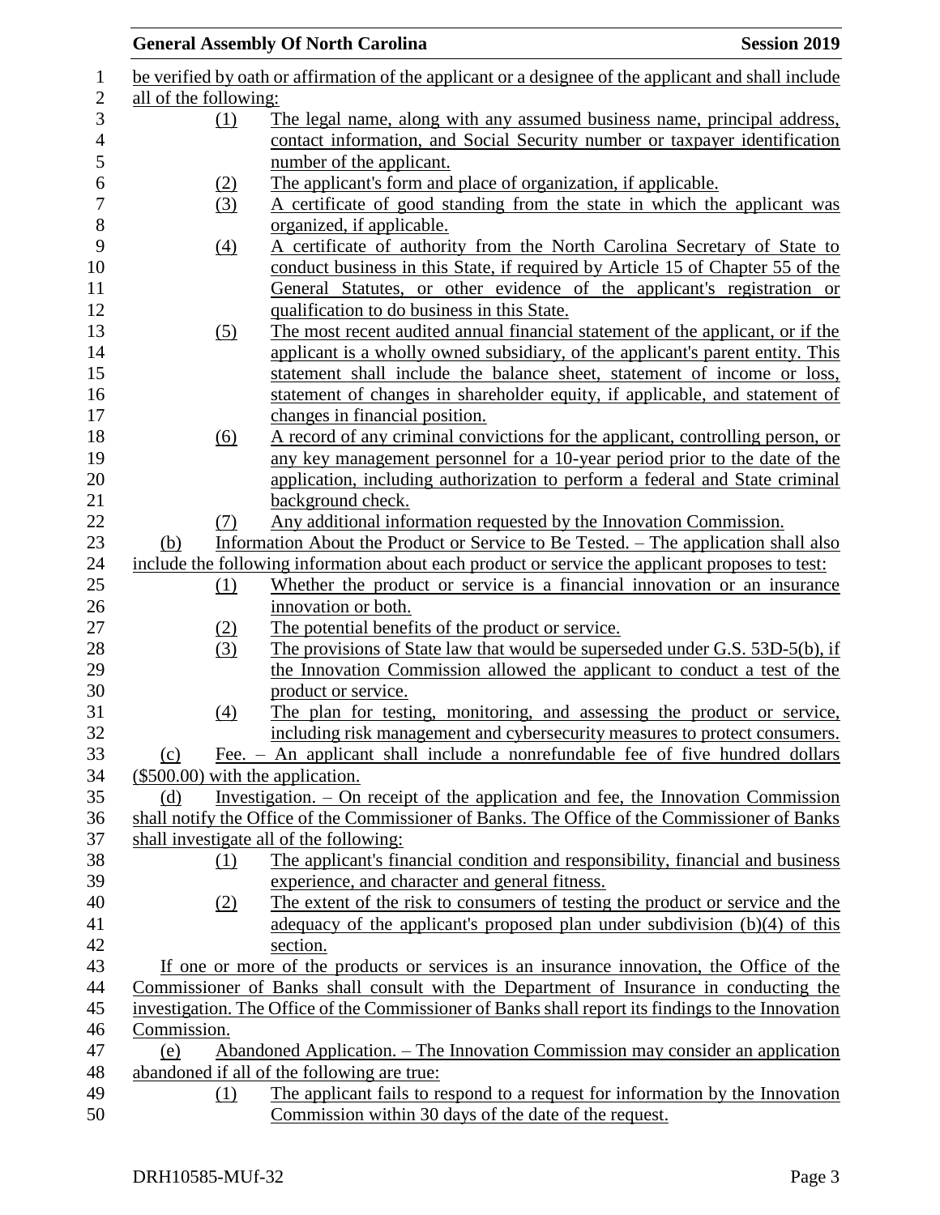be verified by oath or affirmation of the applicant or a designee of the applicant and shall include all of the following:

(1) The legal name, along with any assumed business name, principal address, contact information, and Social Security number or taxpayer identification number of the applicant.

(2) The applicant's form and place of organization, if applicable.

(3) A certificate of good standing from the state in which the applicant was organized, if applicable.

(4) A certificate of authority from the North Carolina Secretary of State to conduct business in this State, if required by Article 15 of Chapter 55 of the General Statutes, or other evidence of the applicant's registration or qualification to do business in this State.

(5) The most recent audited annual financial statement of the applicant, or if the applicant is a wholly owned subsidiary, of the applicant's parent entity. This statement shall include the balance sheet, statement of income or loss, statement of changes in shareholder equity, if applicable, and statement of changes in financial position.

(6) A record of any criminal convictions for the applicant, controlling person, or any key management personnel for a 10-year period prior to the date of the application, including authorization to perform a federal and State criminal background check.

(7) Any additional information requested by the Innovation Commission.

(b) Information About the Product or Service to Be Tested. – The application shall also include the following information about each product or service the applicant proposes to test:

(1) Whether the product or service is a financial innovation or an insurance innovation or both.

(2) The potential benefits of the product or service.

(3) The provisions of State law that would be superseded under G.S. 53D-5(b), if the Innovation Commission allowed the applicant to conduct a test of the product or service.

(4) The plan for testing, monitoring, and assessing the product or service, including risk management and cybersecurity measures to protect consumers.

(c) Fee. – An applicant shall include a nonrefundable fee of five hundred dollars ($500.00) with the application.

(d) Investigation. – On receipt of the application and fee, the Innovation Commission shall notify the Office of the Commissioner of Banks. The Office of the Commissioner of Banks shall investigate all of the following:

(1) The applicant's financial condition and responsibility, financial and business experience, and character and general fitness.

(2) The extent of the risk to consumers of testing the product or service and the adequacy of the applicant's proposed plan under subdivision (b)(4) of this section.

If one or more of the products or services is an insurance innovation, the Office of the Commissioner of Banks shall consult with the Department of Insurance in conducting the investigation. The Office of the Commissioner of Banks shall report its findings to the Innovation Commission.

(e) Abandoned Application. – The Innovation Commission may consider an application abandoned if all of the following are true:

(1) The applicant fails to respond to a request for information by the Innovation Commission within 30 days of the date of the request.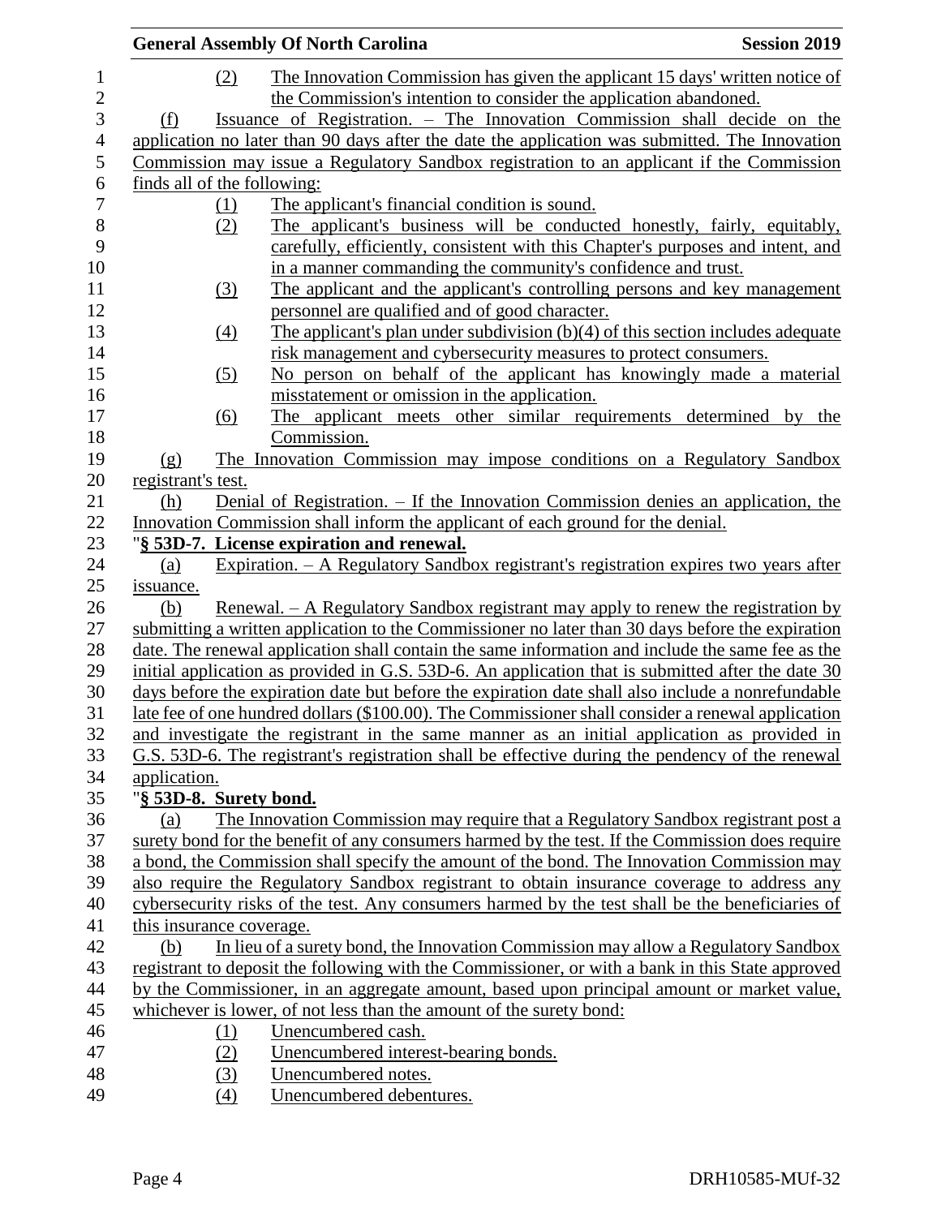(2) The Innovation Commission has given the applicant 15 days' written notice of the Commission's intention to consider the application abandoned.

(f) Issuance of Registration. – The Innovation Commission shall decide on the application no later than 90 days after the date the application was submitted. The Innovation Commission may issue a Regulatory Sandbox registration to an applicant if the Commission finds all of the following:

(1) The applicant's financial condition is sound.

(2) The applicant's business will be conducted honestly, fairly, equitably, carefully, efficiently, consistent with this Chapter's purposes and intent, and in a manner commanding the community's confidence and trust.

(3) The applicant and the applicant's controlling persons and key management personnel are qualified and of good character.

(4) The applicant's plan under subdivision (b)(4) of this section includes adequate risk management and cybersecurity measures to protect consumers.

(5) No person on behalf of the applicant has knowingly made a material misstatement or omission in the application.

(6) The applicant meets other similar requirements determined by the Commission.

(g) The Innovation Commission may impose conditions on a Regulatory Sandbox registrant's test.

(h) Denial of Registration. – If the Innovation Commission denies an application, the Innovation Commission shall inform the applicant of each ground for the denial.

"**§ 53D-7. License expiration and renewal.**

(a) Expiration. – A Regulatory Sandbox registrant's registration expires two years after issuance.

(b) Renewal. – A Regulatory Sandbox registrant may apply to renew the registration by submitting a written application to the Commissioner no later than 30 days before the expiration date. The renewal application shall contain the same information and include the same fee as the initial application as provided in G.S. 53D-6. An application that is submitted after the date 30 days before the expiration date but before the expiration date shall also include a nonrefundable late fee of one hundred dollars ($100.00). The Commissioner shall consider a renewal application and investigate the registrant in the same manner as an initial application as provided in G.S. 53D-6. The registrant's registration shall be effective during the pendency of the renewal application.

"**§ 53D-8. Surety bond.**

(a) The Innovation Commission may require that a Regulatory Sandbox registrant post a surety bond for the benefit of any consumers harmed by the test. If the Commission does require a bond, the Commission shall specify the amount of the bond. The Innovation Commission may also require the Regulatory Sandbox registrant to obtain insurance coverage to address any cybersecurity risks of the test. Any consumers harmed by the test shall be the beneficiaries of this insurance coverage.

(b) In lieu of a surety bond, the Innovation Commission may allow a Regulatory Sandbox registrant to deposit the following with the Commissioner, or with a bank in this State approved by the Commissioner, in an aggregate amount, based upon principal amount or market value, whichever is lower, of not less than the amount of the surety bond:

(1) Unencumbered cash.

(2) Unencumbered interest-bearing bonds.

(3) Unencumbered notes.

(4) Unencumbered debentures.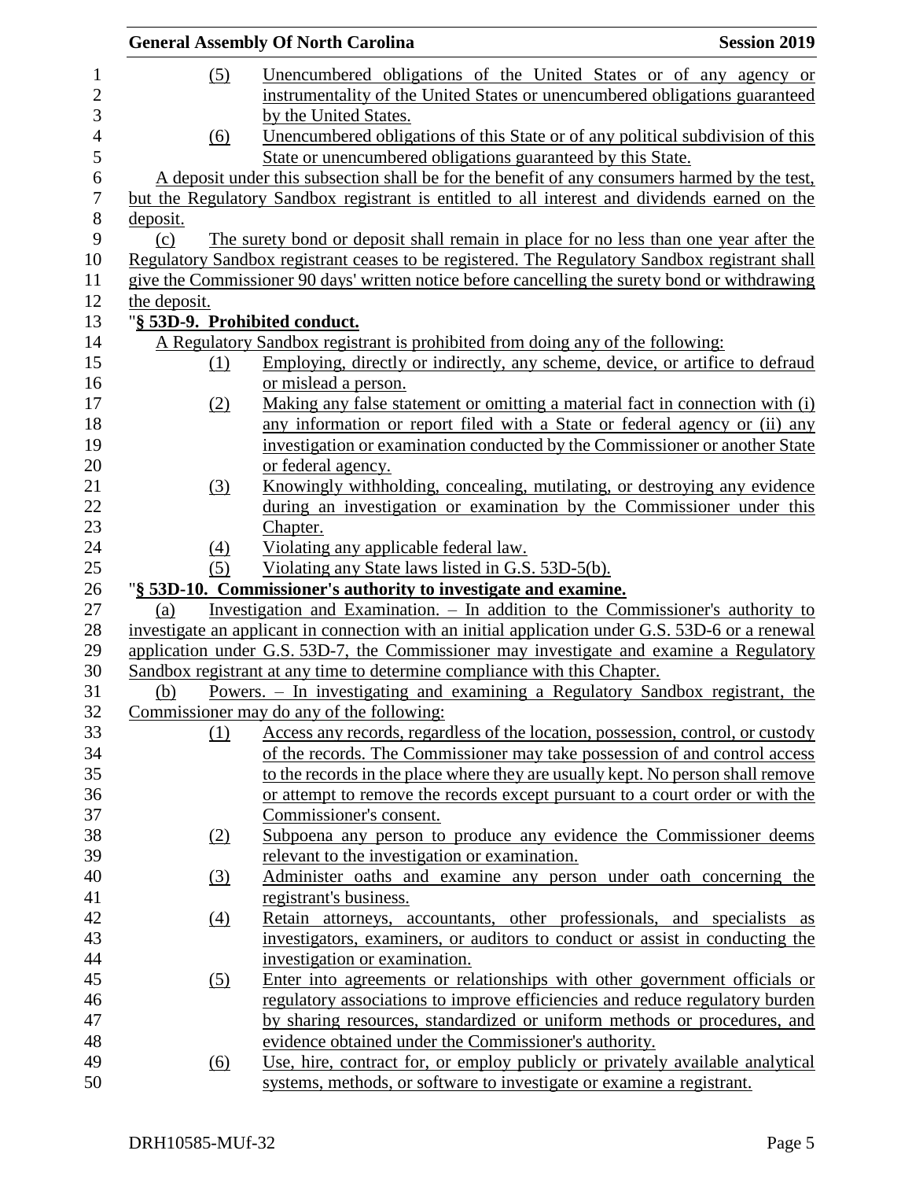(5) Unencumbered obligations of the United States or of any agency or instrumentality of the United States or unencumbered obligations guaranteed by the United States.

(6) Unencumbered obligations of this State or of any political subdivision of this State or unencumbered obligations guaranteed by this State.

A deposit under this subsection shall be for the benefit of any consumers harmed by the test, but the Regulatory Sandbox registrant is entitled to all interest and dividends earned on the deposit.

(c) The surety bond or deposit shall remain in place for no less than one year after the Regulatory Sandbox registrant ceases to be registered. The Regulatory Sandbox registrant shall give the Commissioner 90 days' written notice before cancelling the surety bond or withdrawing the deposit.

"**§ 53D-9. Prohibited conduct.**

A Regulatory Sandbox registrant is prohibited from doing any of the following:

(1) Employing, directly or indirectly, any scheme, device, or artifice to defraud or mislead a person.

(2) Making any false statement or omitting a material fact in connection with (i) any information or report filed with a State or federal agency or (ii) any investigation or examination conducted by the Commissioner or another State or federal agency.

(3) Knowingly withholding, concealing, mutilating, or destroying any evidence during an investigation or examination by the Commissioner under this Chapter.

(4) Violating any applicable federal law.

(5) Violating any State laws listed in G.S. 53D-5(b).

"**§ 53D-10. Commissioner's authority to investigate and examine.**

(a) Investigation and Examination. – In addition to the Commissioner's authority to investigate an applicant in connection with an initial application under G.S. 53D-6 or a renewal application under G.S. 53D-7, the Commissioner may investigate and examine a Regulatory Sandbox registrant at any time to determine compliance with this Chapter.

(b) Powers. – In investigating and examining a Regulatory Sandbox registrant, the Commissioner may do any of the following:

(1) Access any records, regardless of the location, possession, control, or custody of the records. The Commissioner may take possession of and control access to the records in the place where they are usually kept. No person shall remove or attempt to remove the records except pursuant to a court order or with the Commissioner's consent.

(2) Subpoena any person to produce any evidence the Commissioner deems relevant to the investigation or examination.

(3) Administer oaths and examine any person under oath concerning the registrant's business.

(4) Retain attorneys, accountants, other professionals, and specialists as investigators, examiners, or auditors to conduct or assist in conducting the investigation or examination.

(5) Enter into agreements or relationships with other government officials or regulatory associations to improve efficiencies and reduce regulatory burden by sharing resources, standardized or uniform methods or procedures, and evidence obtained under the Commissioner's authority.

(6) Use, hire, contract for, or employ publicly or privately available analytical systems, methods, or software to investigate or examine a registrant.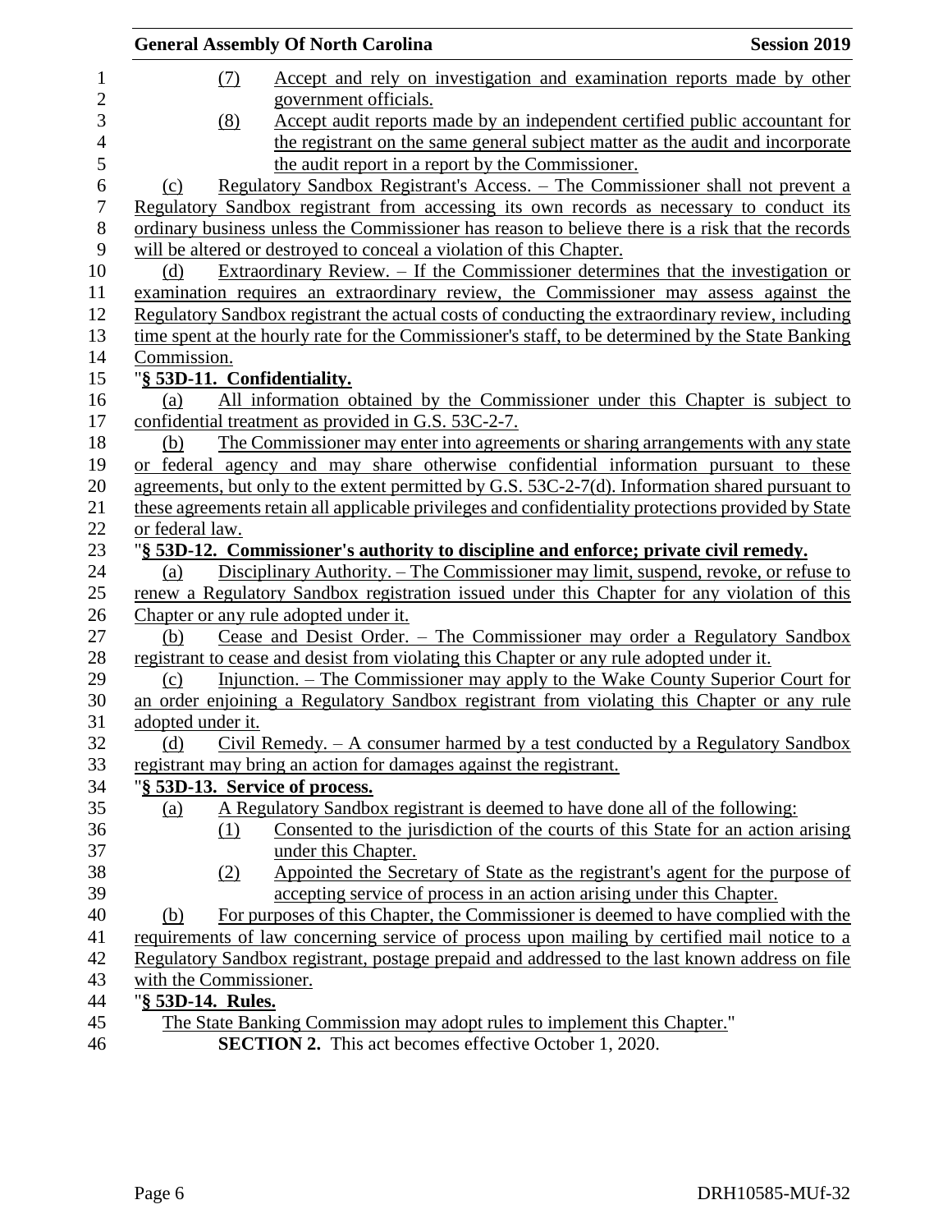(7) Accept and rely on investigation and examination reports made by other government officials.

(8) Accept audit reports made by an independent certified public accountant for the registrant on the same general subject matter as the audit and incorporate the audit report in a report by the Commissioner.

(c) Regulatory Sandbox Registrant's Access. – The Commissioner shall not prevent a Regulatory Sandbox registrant from accessing its own records as necessary to conduct its ordinary business unless the Commissioner has reason to believe there is a risk that the records will be altered or destroyed to conceal a violation of this Chapter.

(d) Extraordinary Review. – If the Commissioner determines that the investigation or examination requires an extraordinary review, the Commissioner may assess against the Regulatory Sandbox registrant the actual costs of conducting the extraordinary review, including time spent at the hourly rate for the Commissioner's staff, to be determined by the State Banking Commission.

"**§ 53D-11. Confidentiality.**

(a) All information obtained by the Commissioner under this Chapter is subject to confidential treatment as provided in G.S. 53C-2-7.

(b) The Commissioner may enter into agreements or sharing arrangements with any state or federal agency and may share otherwise confidential information pursuant to these agreements, but only to the extent permitted by G.S. 53C-2-7(d). Information shared pursuant to these agreements retain all applicable privileges and confidentiality protections provided by State or federal law.

"**§ 53D-12. Commissioner's authority to discipline and enforce; private civil remedy.**

(a) Disciplinary Authority. – The Commissioner may limit, suspend, revoke, or refuse to renew a Regulatory Sandbox registration issued under this Chapter for any violation of this Chapter or any rule adopted under it.

(b) Cease and Desist Order. – The Commissioner may order a Regulatory Sandbox registrant to cease and desist from violating this Chapter or any rule adopted under it.

(c) Injunction. – The Commissioner may apply to the Wake County Superior Court for an order enjoining a Regulatory Sandbox registrant from violating this Chapter or any rule adopted under it.

(d) Civil Remedy. – A consumer harmed by a test conducted by a Regulatory Sandbox registrant may bring an action for damages against the registrant.

"**§ 53D-13. Service of process.**

(a) A Regulatory Sandbox registrant is deemed to have done all of the following:

(1) Consented to the jurisdiction of the courts of this State for an action arising under this Chapter.

(2) Appointed the Secretary of State as the registrant's agent for the purpose of accepting service of process in an action arising under this Chapter.

(b) For purposes of this Chapter, the Commissioner is deemed to have complied with the requirements of law concerning service of process upon mailing by certified mail notice to a Regulatory Sandbox registrant, postage prepaid and addressed to the last known address on file with the Commissioner.

"**§ 53D-14. Rules.**

The State Banking Commission may adopt rules to implement this Chapter."

**SECTION 2.** This act becomes effective October 1, 2020.